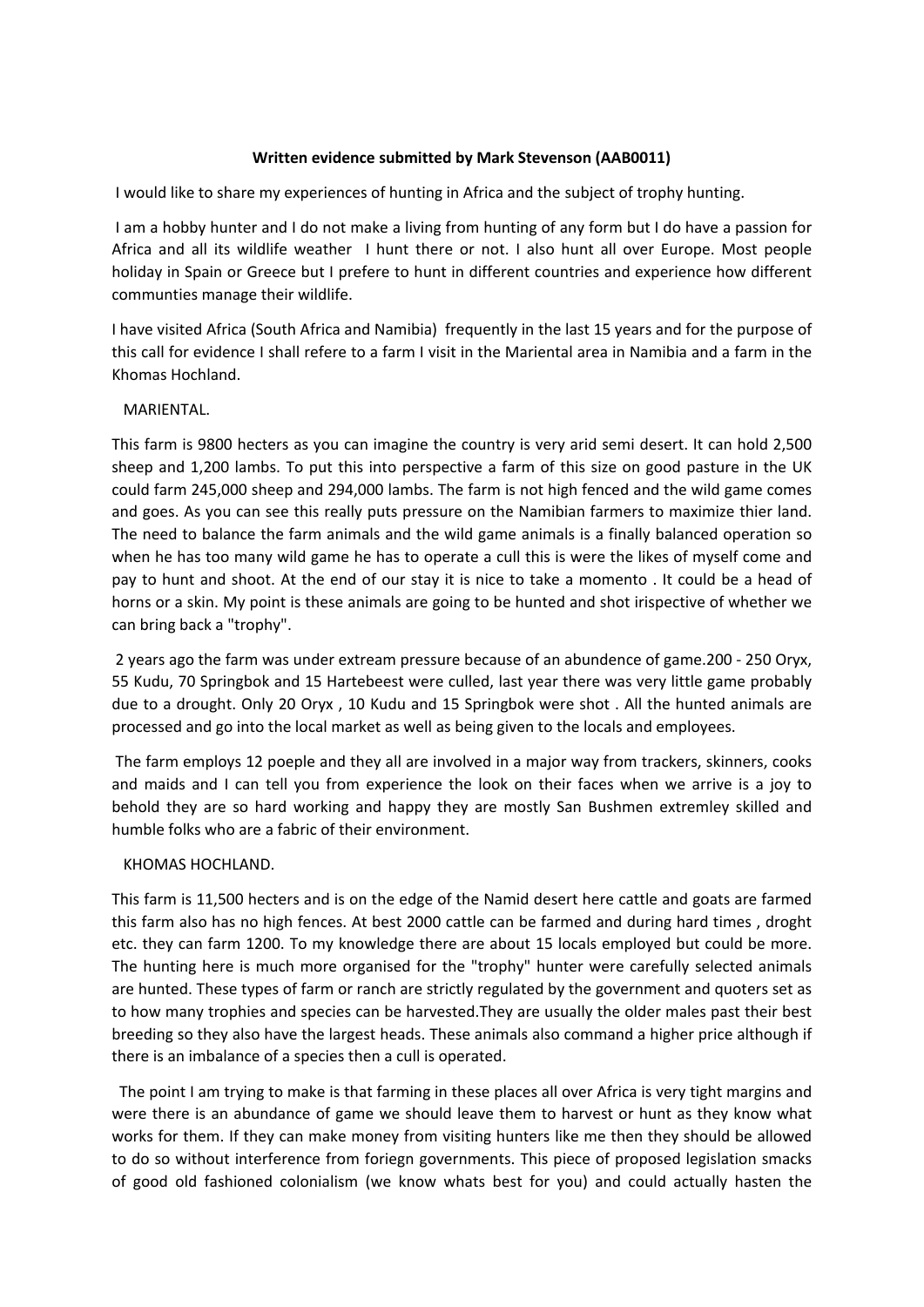**Written evidence submitted by Mark Stevenson (AAB0011)**

I would like to share my experiences of hunting in Africa and the subject of trophy hunting.

I am a hobby hunter and I do not make a living from hunting of any form but I do have a passion for Africa and all its wildlife weather I hunt there or not. I also hunt all over Europe. Most people holiday in Spain or Greece but I prefere to hunt in different countries and experience how different communties manage their wildlife.

I have visited Africa (South Africa and Namibia) frequently in the last 15 years and for the purpose of this call for evidence I shall refere to a farm I visit in the Mariental area in Namibia and a farm in the Khomas Hochland.

MARIENTAL.

This farm is 9800 hecters as you can imagine the country is very arid semi desert. It can hold 2,500 sheep and 1,200 lambs. To put this into perspective a farm of this size on good pasture in the UK could farm 245,000 sheep and 294,000 lambs. The farm is not high fenced and the wild game comes and goes. As you can see this really puts pressure on the Namibian farmers to maximize thier land. The need to balance the farm animals and the wild game animals is a finally balanced operation so when he has too many wild game he has to operate a cull this is were the likes of myself come and pay to hunt and shoot. At the end of our stay it is nice to take a momento . It could be a head of horns or a skin. My point is these animals are going to be hunted and shot irispective of whether we can bring back a "trophy".

2 years ago the farm was under extream pressure because of an abundence of game.200 - 250 Oryx, 55 Kudu, 70 Springbok and 15 Hartebeest were culled, last year there was very little game probably due to a drought. Only 20 Oryx , 10 Kudu and 15 Springbok were shot . All the hunted animals are processed and go into the local market as well as being given to the locals and employees.

The farm employs 12 poeple and they all are involved in a major way from trackers, skinners, cooks and maids and I can tell you from experience the look on their faces when we arrive is a joy to behold they are so hard working and happy they are mostly San Bushmen extremley skilled and humble folks who are a fabric of their environment.

KHOMAS HOCHLAND.

This farm is 11,500 hecters and is on the edge of the Namid desert here cattle and goats are farmed this farm also has no high fences. At best 2000 cattle can be farmed and during hard times , droght etc. they can farm 1200. To my knowledge there are about 15 locals employed but could be more. The hunting here is much more organised for the "trophy" hunter were carefully selected animals are hunted. These types of farm or ranch are strictly regulated by the government and quoters set as to how many trophies and species can be harvested.They are usually the older males past their best breeding so they also have the largest heads. These animals also command a higher price although if there is an imbalance of a species then a cull is operated.

The point I am trying to make is that farming in these places all over Africa is very tight margins and were there is an abundance of game we should leave them to harvest or hunt as they know what works for them. If they can make money from visiting hunters like me then they should be allowed to do so without interference from foriegn governments. This piece of proposed legislation smacks of good old fashioned colonialism (we know whats best for you) and could actually hasten the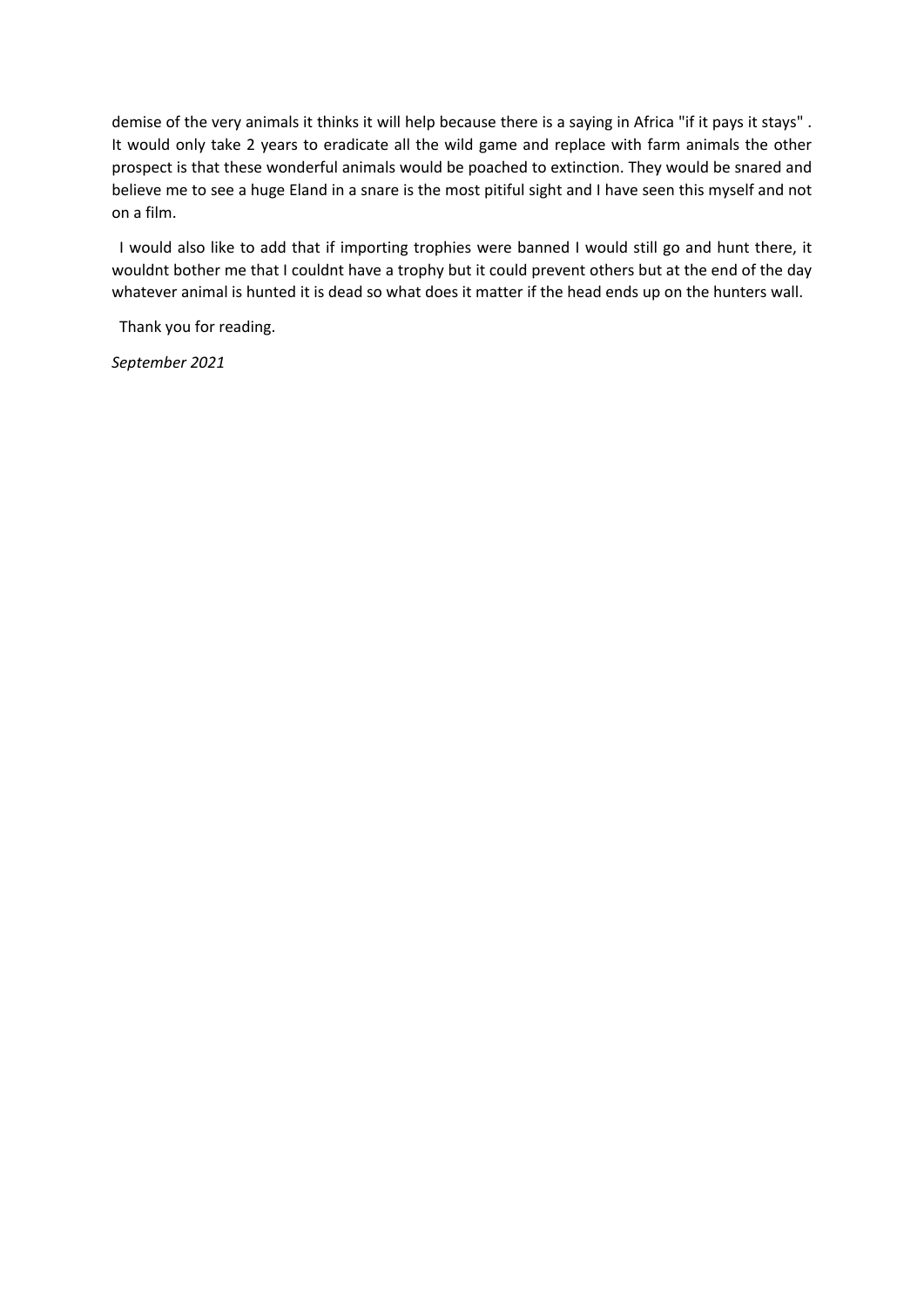demise of the very animals it thinks it will help because there is a saying in Africa "if it pays it stays" . It would only take 2 years to eradicate all the wild game and replace with farm animals the other prospect is that these wonderful animals would be poached to extinction. They would be snared and believe me to see a huge Eland in a snare is the most pitiful sight and I have seen this myself and not on a film.

I would also like to add that if importing trophies were banned I would still go and hunt there, it wouldnt bother me that I couldnt have a trophy but it could prevent others but at the end of the day whatever animal is hunted it is dead so what does it matter if the head ends up on the hunters wall.

Thank you for reading.

*September 2021*